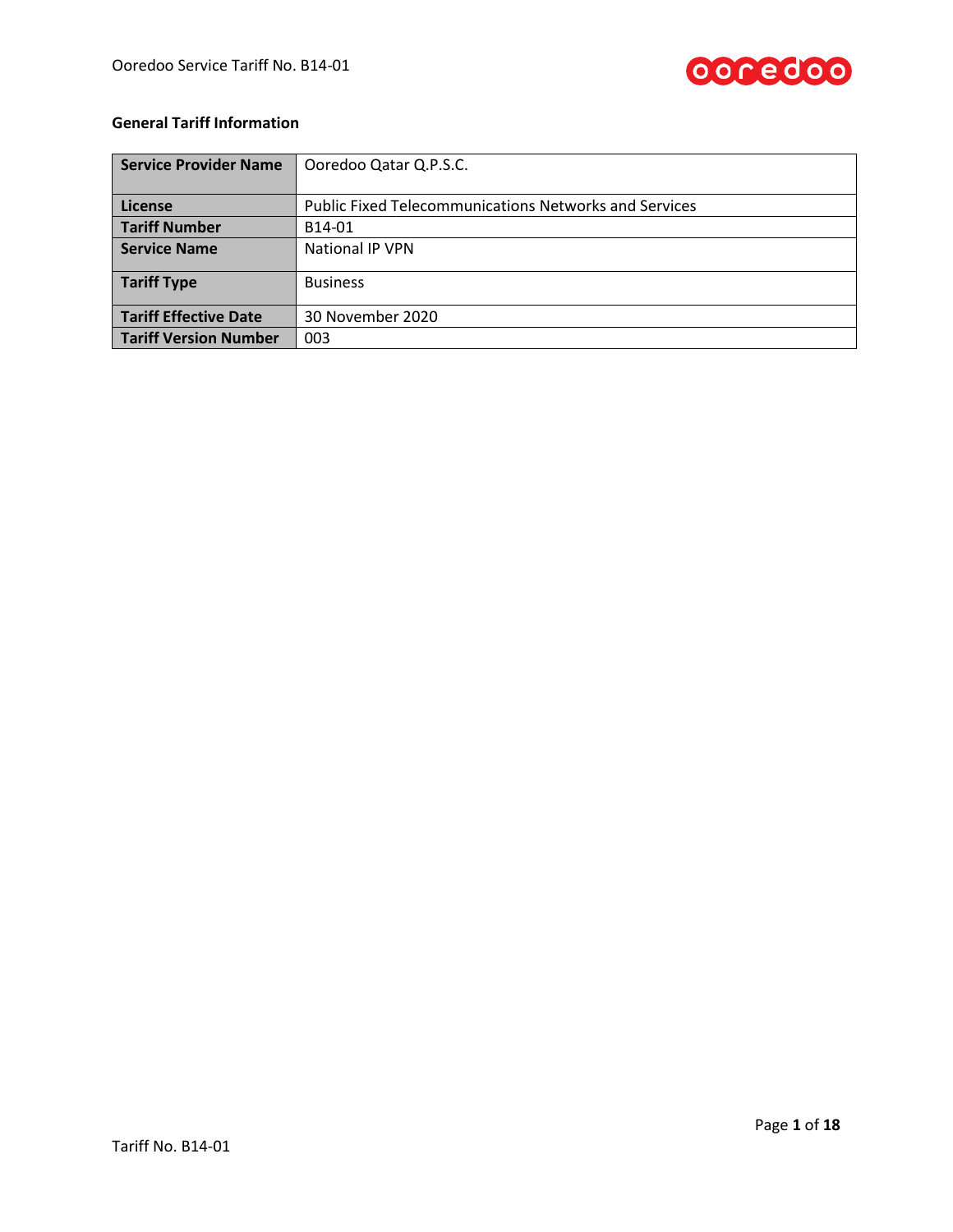**General Tariff Information**

| **Service Provider Name** | Ooredoo Qatar Q.P.S.C. |
|---|---|
| **License** | Public Fixed Telecommunications Networks and Services |
| **Tariff Number** | B14-01 |
| **Service Name** | National IP VPN |
| **Tariff Type** | Business |
| **Tariff Effective Date** | 30 November 2020 |
| **Tariff Version Number** | 003 |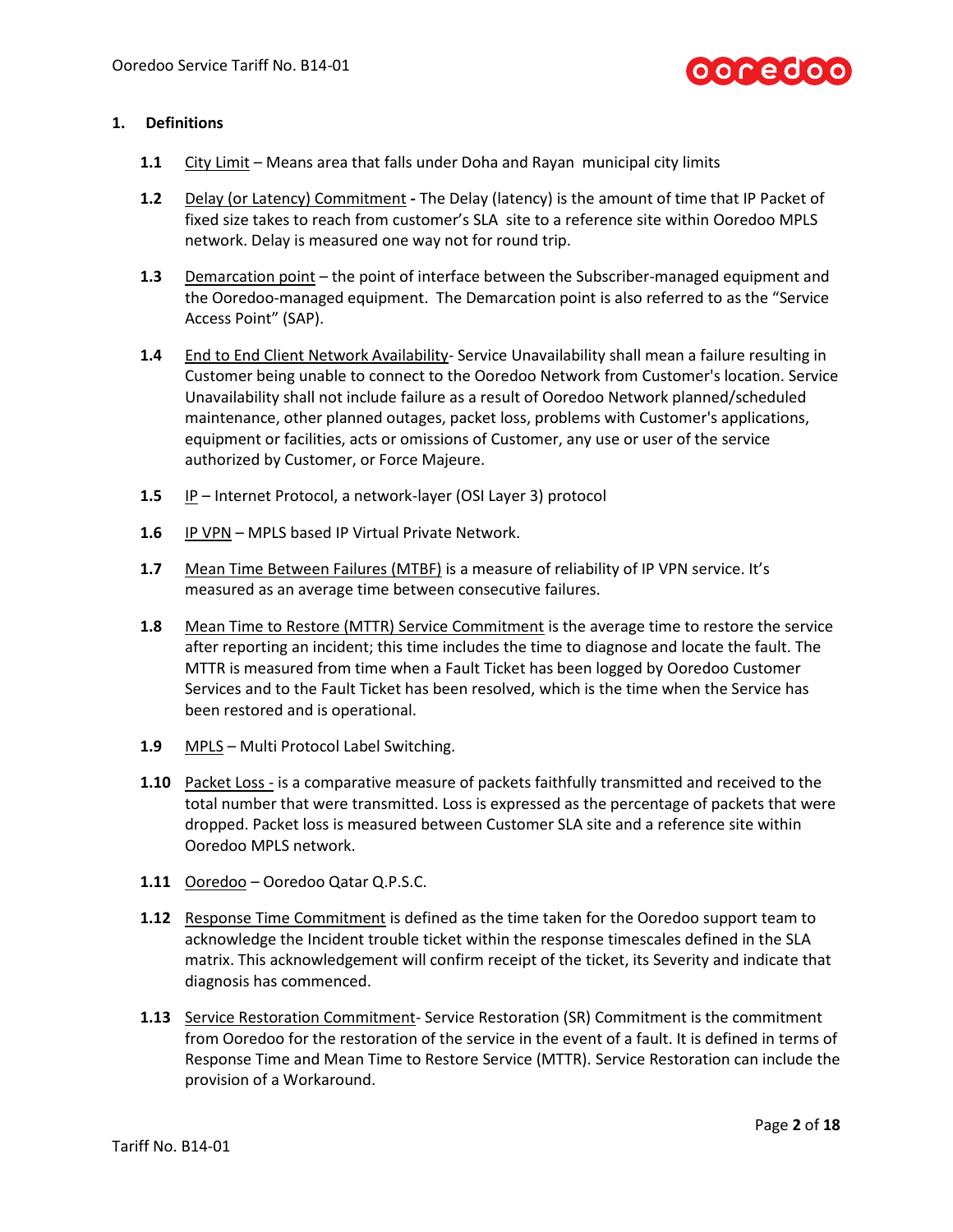## 1. Definitions

**1.1** City Limit – Means area that falls under Doha and Rayan municipal city limits

**1.2** Delay (or Latency) Commitment **-** The Delay (latency) is the amount of time that IP Packet of fixed size takes to reach from customer's SLA site to a reference site within Ooredoo MPLS network. Delay is measured one way not for round trip.

**1.3** Demarcation point – the point of interface between the Subscriber-managed equipment and the Ooredoo-managed equipment. The Demarcation point is also referred to as the "Service Access Point" (SAP).

**1.4** End to End Client Network Availability- Service Unavailability shall mean a failure resulting in Customer being unable to connect to the Ooredoo Network from Customer's location. Service Unavailability shall not include failure as a result of Ooredoo Network planned/scheduled maintenance, other planned outages, packet loss, problems with Customer's applications, equipment or facilities, acts or omissions of Customer, any use or user of the service authorized by Customer, or Force Majeure.

**1.5** IP – Internet Protocol, a network-layer (OSI Layer 3) protocol

**1.6** IP VPN – MPLS based IP Virtual Private Network.

**1.7** Mean Time Between Failures (MTBF) is a measure of reliability of IP VPN service. It's measured as an average time between consecutive failures.

**1.8** Mean Time to Restore (MTTR) Service Commitment is the average time to restore the service after reporting an incident; this time includes the time to diagnose and locate the fault. The MTTR is measured from time when a Fault Ticket has been logged by Ooredoo Customer Services and to the Fault Ticket has been resolved, which is the time when the Service has been restored and is operational.

**1.9** MPLS – Multi Protocol Label Switching.

**1.10** Packet Loss - is a comparative measure of packets faithfully transmitted and received to the total number that were transmitted. Loss is expressed as the percentage of packets that were dropped. Packet loss is measured between Customer SLA site and a reference site within Ooredoo MPLS network.

**1.11** Ooredoo – Ooredoo Qatar Q.P.S.C.

**1.12** Response Time Commitment is defined as the time taken for the Ooredoo support team to acknowledge the Incident trouble ticket within the response timescales defined in the SLA matrix. This acknowledgement will confirm receipt of the ticket, its Severity and indicate that diagnosis has commenced.

**1.13** Service Restoration Commitment- Service Restoration (SR) Commitment is the commitment from Ooredoo for the restoration of the service in the event of a fault. It is defined in terms of Response Time and Mean Time to Restore Service (MTTR). Service Restoration can include the provision of a Workaround.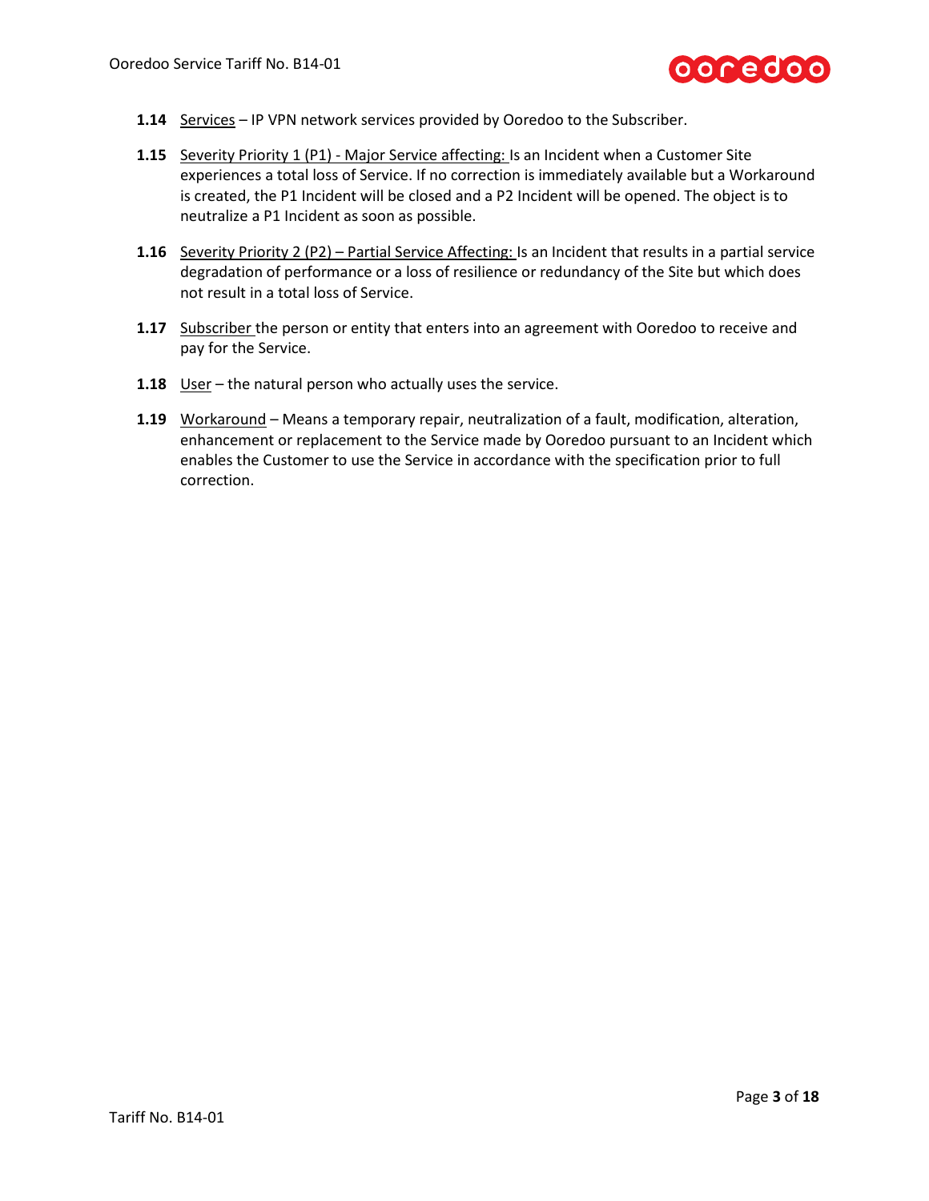**1.14** Services – IP VPN network services provided by Ooredoo to the Subscriber.

**1.15** Severity Priority 1 (P1) - Major Service affecting: Is an Incident when a Customer Site experiences a total loss of Service. If no correction is immediately available but a Workaround is created, the P1 Incident will be closed and a P2 Incident will be opened. The object is to neutralize a P1 Incident as soon as possible.

**1.16** Severity Priority 2 (P2) – Partial Service Affecting: Is an Incident that results in a partial service degradation of performance or a loss of resilience or redundancy of the Site but which does not result in a total loss of Service.

**1.17** Subscriber the person or entity that enters into an agreement with Ooredoo to receive and pay for the Service.

**1.18** User – the natural person who actually uses the service.

**1.19** Workaround – Means a temporary repair, neutralization of a fault, modification, alteration, enhancement or replacement to the Service made by Ooredoo pursuant to an Incident which enables the Customer to use the Service in accordance with the specification prior to full correction.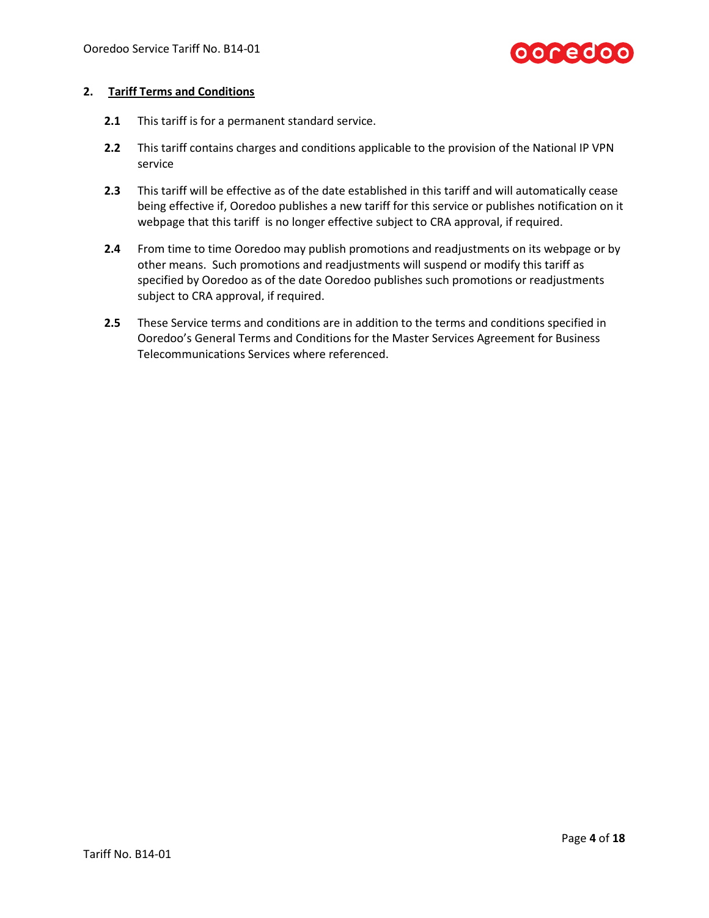## 2. Tariff Terms and Conditions

**2.1** This tariff is for a permanent standard service.

**2.2** This tariff contains charges and conditions applicable to the provision of the National IP VPN service

**2.3** This tariff will be effective as of the date established in this tariff and will automatically cease being effective if, Ooredoo publishes a new tariff for this service or publishes notification on it webpage that this tariff is no longer effective subject to CRA approval, if required.

**2.4** From time to time Ooredoo may publish promotions and readjustments on its webpage or by other means. Such promotions and readjustments will suspend or modify this tariff as specified by Ooredoo as of the date Ooredoo publishes such promotions or readjustments subject to CRA approval, if required.

**2.5** These Service terms and conditions are in addition to the terms and conditions specified in Ooredoo's General Terms and Conditions for the Master Services Agreement for Business Telecommunications Services where referenced.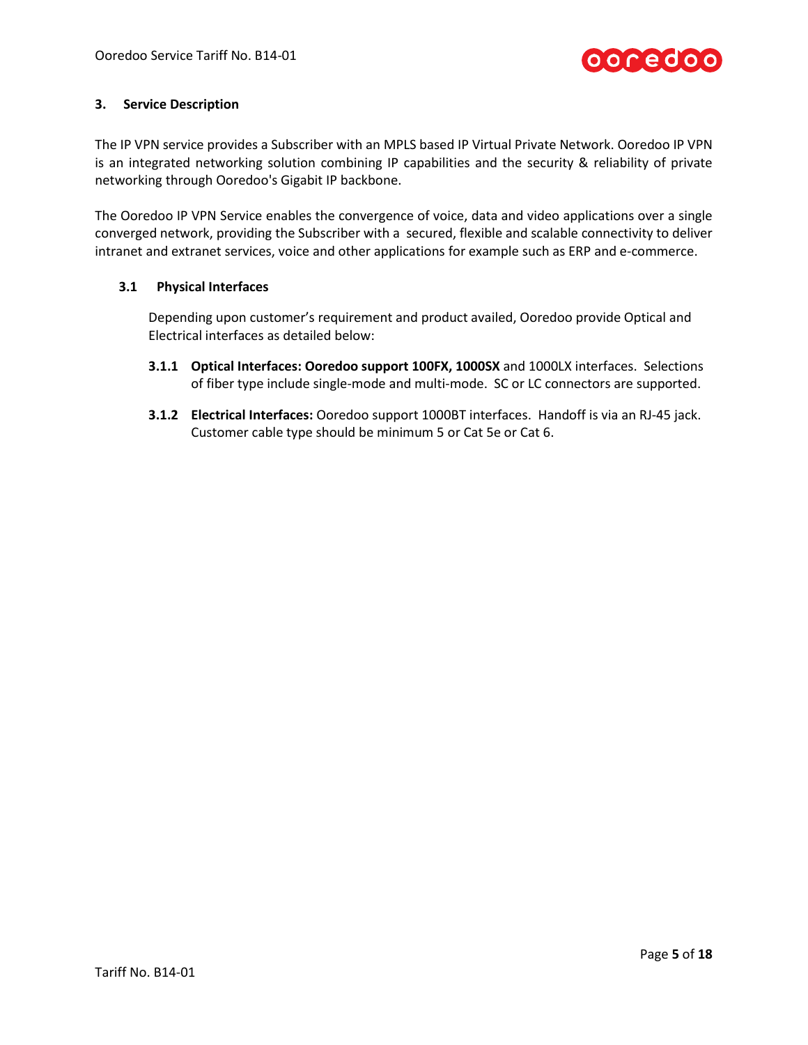## 3. Service Description

The IP VPN service provides a Subscriber with an MPLS based IP Virtual Private Network. Ooredoo IP VPN is an integrated networking solution combining IP capabilities and the security & reliability of private networking through Ooredoo's Gigabit IP backbone.

The Ooredoo IP VPN Service enables the convergence of voice, data and video applications over a single converged network, providing the Subscriber with a secured, flexible and scalable connectivity to deliver intranet and extranet services, voice and other applications for example such as ERP and e-commerce.

### 3.1 Physical Interfaces

Depending upon customer's requirement and product availed, Ooredoo provide Optical and Electrical interfaces as detailed below:

**3.1.1 Optical Interfaces: Ooredoo support 100FX, 1000SX** and 1000LX interfaces. Selections of fiber type include single-mode and multi-mode. SC or LC connectors are supported.

**3.1.2 Electrical Interfaces:** Ooredoo support 1000BT interfaces. Handoff is via an RJ-45 jack. Customer cable type should be minimum 5 or Cat 5e or Cat 6.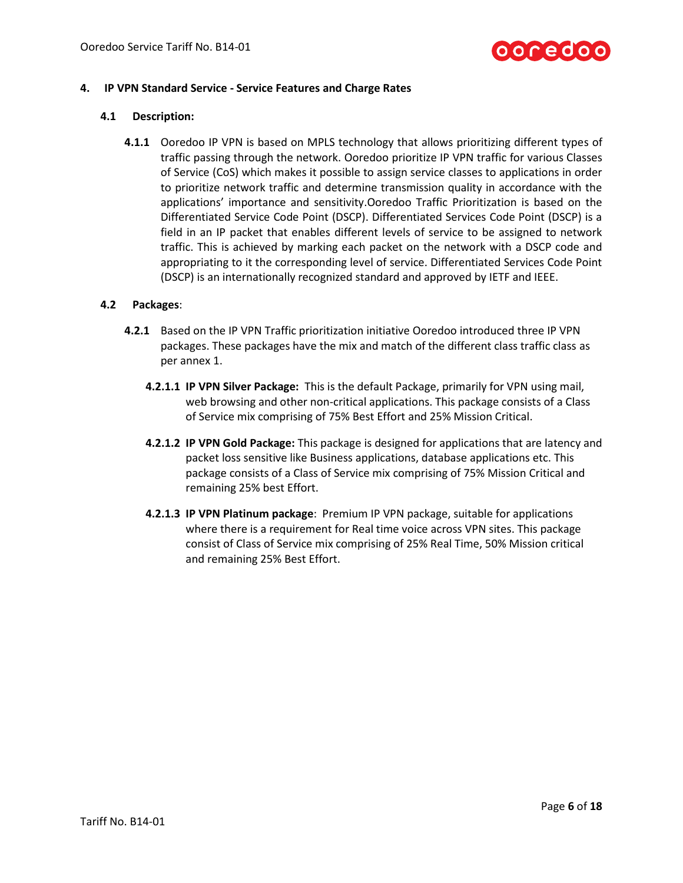## 4. IP VPN Standard Service - Service Features and Charge Rates

### 4.1 Description:

**4.1.1** Ooredoo IP VPN is based on MPLS technology that allows prioritizing different types of traffic passing through the network. Ooredoo prioritize IP VPN traffic for various Classes of Service (CoS) which makes it possible to assign service classes to applications in order to prioritize network traffic and determine transmission quality in accordance with the applications' importance and sensitivity.Ooredoo Traffic Prioritization is based on the Differentiated Service Code Point (DSCP). Differentiated Services Code Point (DSCP) is a field in an IP packet that enables different levels of service to be assigned to network traffic. This is achieved by marking each packet on the network with a DSCP code and appropriating to it the corresponding level of service. Differentiated Services Code Point (DSCP) is an internationally recognized standard and approved by IETF and IEEE.

### 4.2 Packages:

**4.2.1** Based on the IP VPN Traffic prioritization initiative Ooredoo introduced three IP VPN packages. These packages have the mix and match of the different class traffic class as per annex 1.

**4.2.1.1 IP VPN Silver Package:** This is the default Package, primarily for VPN using mail, web browsing and other non-critical applications. This package consists of a Class of Service mix comprising of 75% Best Effort and 25% Mission Critical.

**4.2.1.2 IP VPN Gold Package:** This package is designed for applications that are latency and packet loss sensitive like Business applications, database applications etc. This package consists of a Class of Service mix comprising of 75% Mission Critical and remaining 25% best Effort.

**4.2.1.3 IP VPN Platinum package**: Premium IP VPN package, suitable for applications where there is a requirement for Real time voice across VPN sites. This package consist of Class of Service mix comprising of 25% Real Time, 50% Mission critical and remaining 25% Best Effort.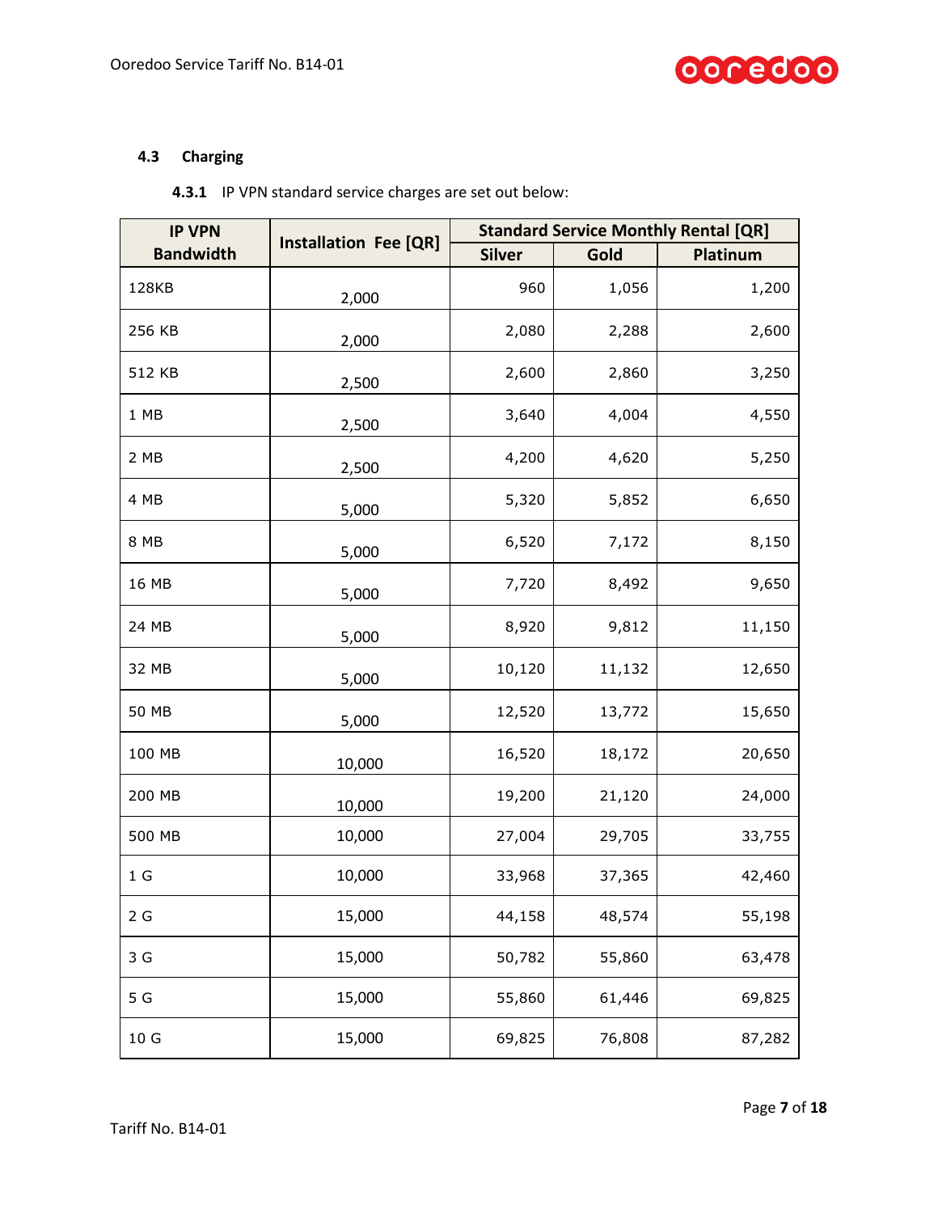#### 4.3 Charging

**4.3.1** IP VPN standard service charges are set out below:

| IP VPN Bandwidth | Installation Fee [QR] | Standard Service Monthly Rental [QR] | | |
|---|---|---|---|---|
| | | Silver | Gold | Platinum |
| 128KB | 2,000 | 960 | 1,056 | 1,200 |
| 256 KB | 2,000 | 2,080 | 2,288 | 2,600 |
| 512 KB | 2,500 | 2,600 | 2,860 | 3,250 |
| 1 MB | 2,500 | 3,640 | 4,004 | 4,550 |
| 2 MB | 2,500 | 4,200 | 4,620 | 5,250 |
| 4 MB | 5,000 | 5,320 | 5,852 | 6,650 |
| 8 MB | 5,000 | 6,520 | 7,172 | 8,150 |
| 16 MB | 5,000 | 7,720 | 8,492 | 9,650 |
| 24 MB | 5,000 | 8,920 | 9,812 | 11,150 |
| 32 MB | 5,000 | 10,120 | 11,132 | 12,650 |
| 50 MB | 5,000 | 12,520 | 13,772 | 15,650 |
| 100 MB | 10,000 | 16,520 | 18,172 | 20,650 |
| 200 MB | 10,000 | 19,200 | 21,120 | 24,000 |
| 500 MB | 10,000 | 27,004 | 29,705 | 33,755 |
| 1 G | 10,000 | 33,968 | 37,365 | 42,460 |
| 2 G | 15,000 | 44,158 | 48,574 | 55,198 |
| 3 G | 15,000 | 50,782 | 55,860 | 63,478 |
| 5 G | 15,000 | 55,860 | 61,446 | 69,825 |
| 10 G | 15,000 | 69,825 | 76,808 | 87,282 |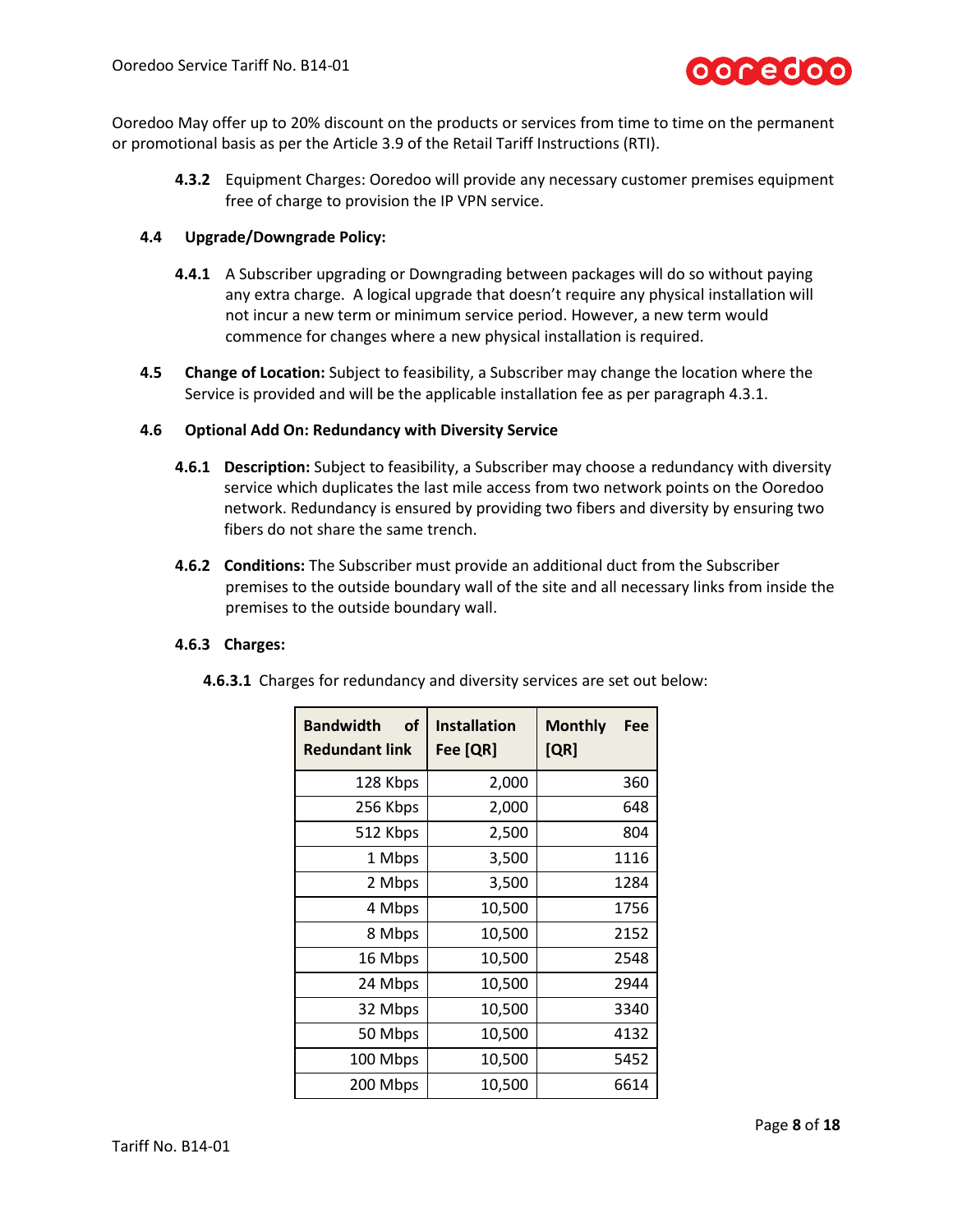Ooredoo May offer up to 20% discount on the products or services from time to time on the permanent or promotional basis as per the Article 3.9 of the Retail Tariff Instructions (RTI).

**4.3.2** Equipment Charges: Ooredoo will provide any necessary customer premises equipment free of charge to provision the IP VPN service.

### 4.4 Upgrade/Downgrade Policy:

**4.4.1** A Subscriber upgrading or Downgrading between packages will do so without paying any extra charge. A logical upgrade that doesn't require any physical installation will not incur a new term or minimum service period. However, a new term would commence for changes where a new physical installation is required.

**4.5 Change of Location:** Subject to feasibility, a Subscriber may change the location where the Service is provided and will be the applicable installation fee as per paragraph 4.3.1.

### 4.6 Optional Add On: Redundancy with Diversity Service

**4.6.1 Description:** Subject to feasibility, a Subscriber may choose a redundancy with diversity service which duplicates the last mile access from two network points on the Ooredoo network. Redundancy is ensured by providing two fibers and diversity by ensuring two fibers do not share the same trench.

**4.6.2 Conditions:** The Subscriber must provide an additional duct from the Subscriber premises to the outside boundary wall of the site and all necessary links from inside the premises to the outside boundary wall.

**4.6.3 Charges:**

**4.6.3.1** Charges for redundancy and diversity services are set out below:

| Bandwidth of Redundant link | Installation Fee [QR] | Monthly Fee [QR] |
|---|---|---|
| 128 Kbps | 2,000 | 360 |
| 256 Kbps | 2,000 | 648 |
| 512 Kbps | 2,500 | 804 |
| 1 Mbps | 3,500 | 1116 |
| 2 Mbps | 3,500 | 1284 |
| 4 Mbps | 10,500 | 1756 |
| 8 Mbps | 10,500 | 2152 |
| 16 Mbps | 10,500 | 2548 |
| 24 Mbps | 10,500 | 2944 |
| 32 Mbps | 10,500 | 3340 |
| 50 Mbps | 10,500 | 4132 |
| 100 Mbps | 10,500 | 5452 |
| 200 Mbps | 10,500 | 6614 |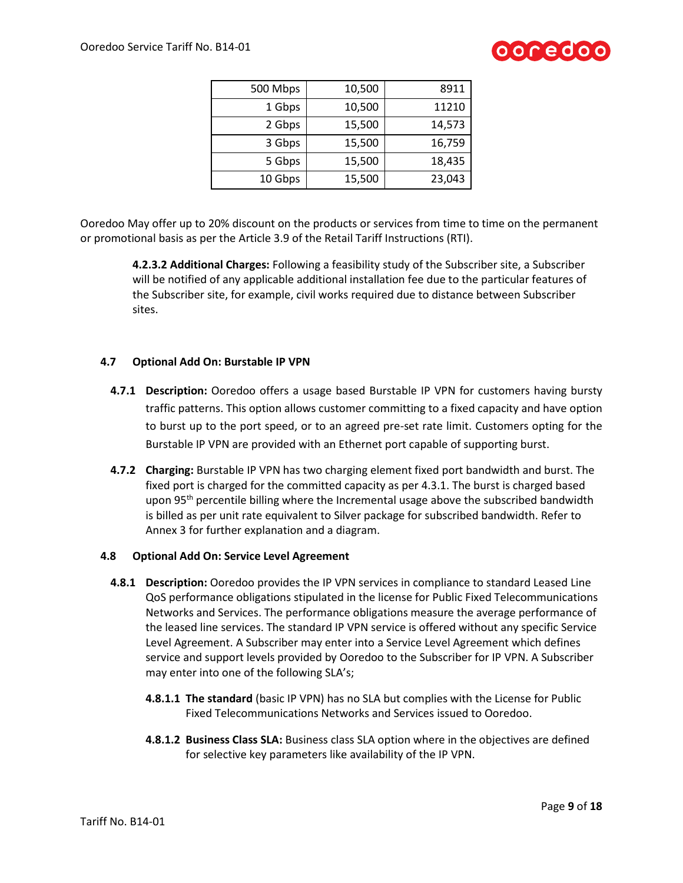| | | |
|---|---|---|
| 500 Mbps | 10,500 | 8911 |
| 1 Gbps | 10,500 | 11210 |
| 2 Gbps | 15,500 | 14,573 |
| 3 Gbps | 15,500 | 16,759 |
| 5 Gbps | 15,500 | 18,435 |
| 10 Gbps | 15,500 | 23,043 |

Ooredoo May offer up to 20% discount on the products or services from time to time on the permanent or promotional basis as per the Article 3.9 of the Retail Tariff Instructions (RTI).

**4.2.3.2 Additional Charges:** Following a feasibility study of the Subscriber site, a Subscriber will be notified of any applicable additional installation fee due to the particular features of the Subscriber site, for example, civil works required due to distance between Subscriber sites.

### 4.7 Optional Add On: Burstable IP VPN

**4.7.1 Description:** Ooredoo offers a usage based Burstable IP VPN for customers having bursty traffic patterns. This option allows customer committing to a fixed capacity and have option to burst up to the port speed, or to an agreed pre-set rate limit. Customers opting for the Burstable IP VPN are provided with an Ethernet port capable of supporting burst.

**4.7.2 Charging:** Burstable IP VPN has two charging element fixed port bandwidth and burst. The fixed port is charged for the committed capacity as per 4.3.1. The burst is charged based upon 95th percentile billing where the Incremental usage above the subscribed bandwidth is billed as per unit rate equivalent to Silver package for subscribed bandwidth. Refer to Annex 3 for further explanation and a diagram.

### 4.8 Optional Add On: Service Level Agreement

**4.8.1 Description:** Ooredoo provides the IP VPN services in compliance to standard Leased Line QoS performance obligations stipulated in the license for Public Fixed Telecommunications Networks and Services. The performance obligations measure the average performance of the leased line services. The standard IP VPN service is offered without any specific Service Level Agreement. A Subscriber may enter into a Service Level Agreement which defines service and support levels provided by Ooredoo to the Subscriber for IP VPN. A Subscriber may enter into one of the following SLA's;

**4.8.1.1 The standard** (basic IP VPN) has no SLA but complies with the License for Public Fixed Telecommunications Networks and Services issued to Ooredoo.

**4.8.1.2 Business Class SLA:** Business class SLA option where in the objectives are defined for selective key parameters like availability of the IP VPN.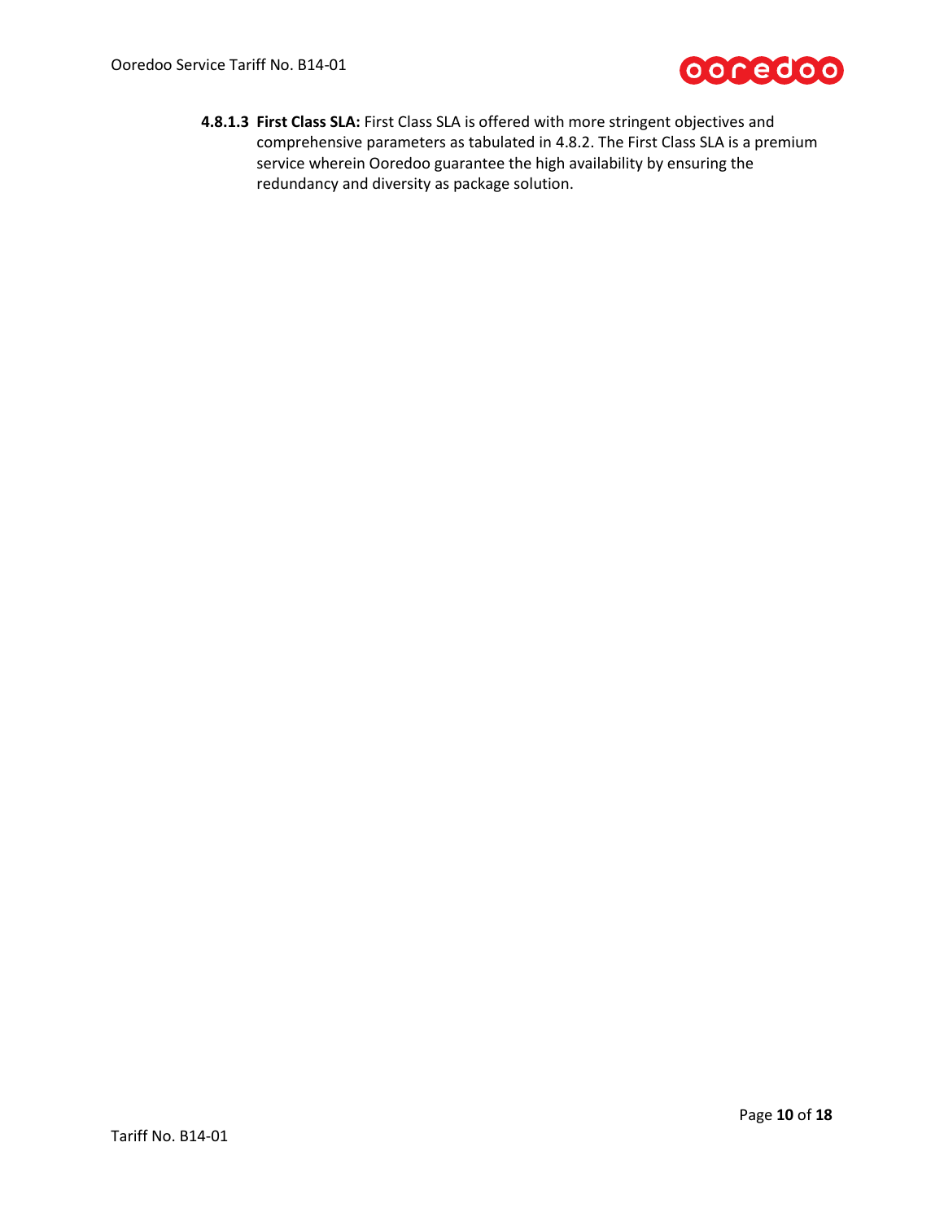**4.8.1.3 First Class SLA:** First Class SLA is offered with more stringent objectives and comprehensive parameters as tabulated in 4.8.2. The First Class SLA is a premium service wherein Ooredoo guarantee the high availability by ensuring the redundancy and diversity as package solution.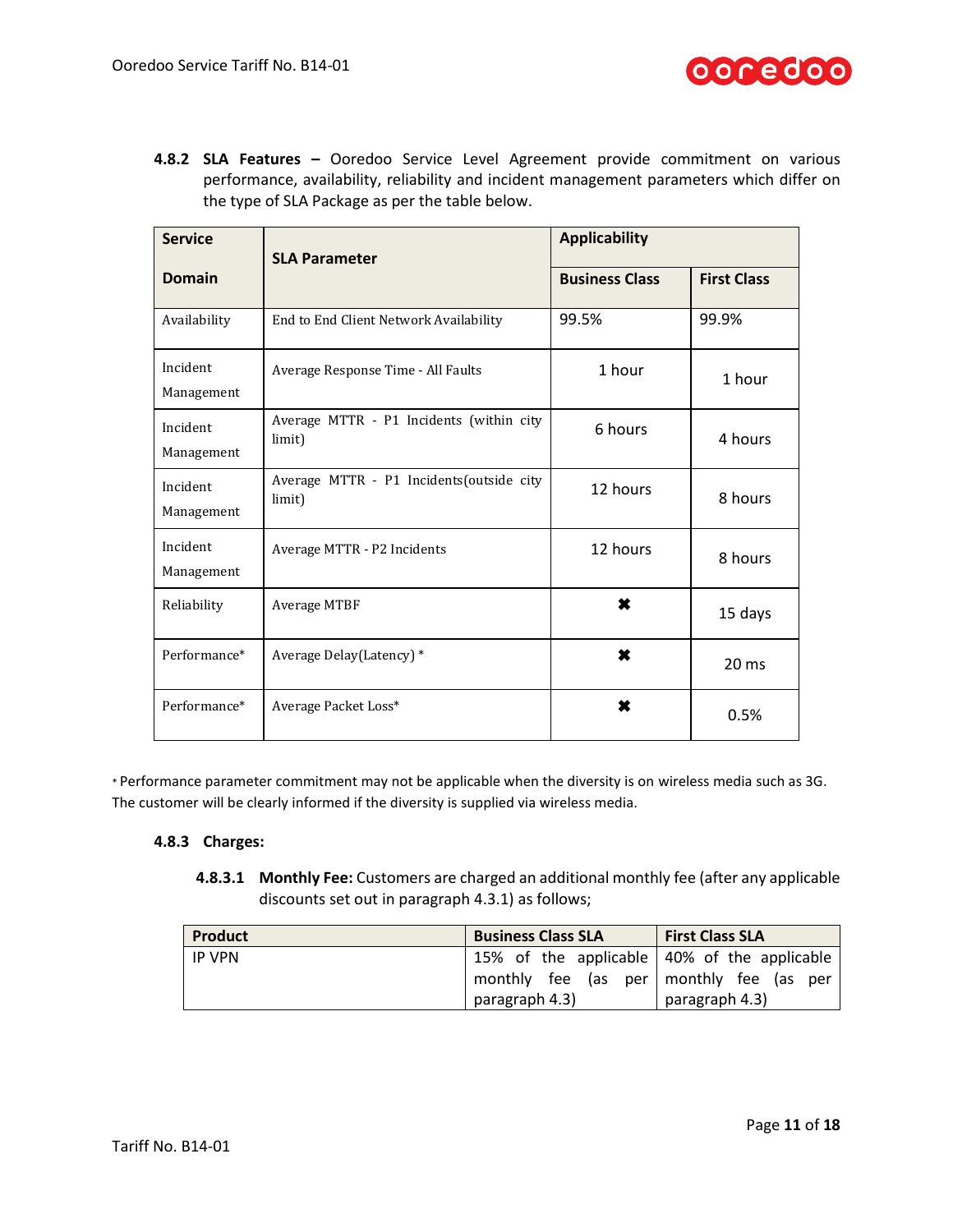**4.8.2 SLA Features –** Ooredoo Service Level Agreement provide commitment on various performance, availability, reliability and incident management parameters which differ on the type of SLA Package as per the table below.

| Service Domain | SLA Parameter | Applicability | |
|---|---|---|---|
| | | Business Class | First Class |
| Availability | End to End Client Network Availability | 99.5% | 99.9% |
| Incident Management | Average Response Time - All Faults | 1 hour | 1 hour |
| Incident Management | Average MTTR - P1 Incidents (within city limit) | 6 hours | 4 hours |
| Incident Management | Average MTTR - P1 Incidents(outside city limit) | 12 hours | 8 hours |
| Incident Management | Average MTTR - P2 Incidents | 12 hours | 8 hours |
| Reliability | Average MTBF | ✖ | 15 days |
| Performance* | Average Delay(Latency) * | ✖ | 20 ms |
| Performance* | Average Packet Loss* | ✖ | 0.5% |

* Performance parameter commitment may not be applicable when the diversity is on wireless media such as 3G. The customer will be clearly informed if the diversity is supplied via wireless media.

**4.8.3 Charges:**

**4.8.3.1 Monthly Fee:** Customers are charged an additional monthly fee (after any applicable discounts set out in paragraph 4.3.1) as follows;

| Product | Business Class SLA | First Class SLA |
|---|---|---|
| IP VPN | 15% of the applicable monthly fee (as per paragraph 4.3) | 40% of the applicable monthly fee (as per paragraph 4.3) |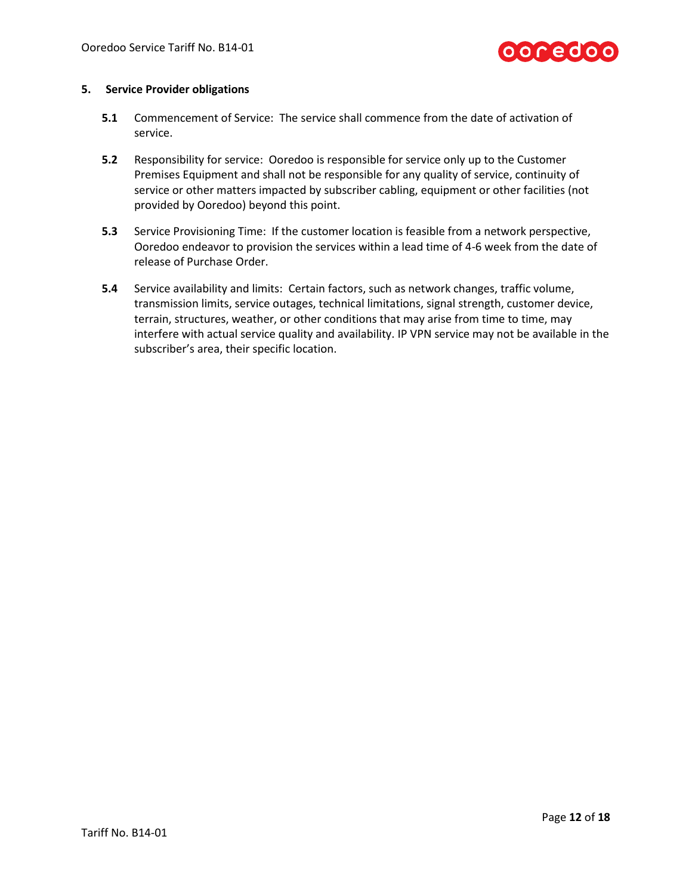## 5. Service Provider obligations

**5.1** Commencement of Service: The service shall commence from the date of activation of service.

**5.2** Responsibility for service: Ooredoo is responsible for service only up to the Customer Premises Equipment and shall not be responsible for any quality of service, continuity of service or other matters impacted by subscriber cabling, equipment or other facilities (not provided by Ooredoo) beyond this point.

**5.3** Service Provisioning Time: If the customer location is feasible from a network perspective, Ooredoo endeavor to provision the services within a lead time of 4-6 week from the date of release of Purchase Order.

**5.4** Service availability and limits: Certain factors, such as network changes, traffic volume, transmission limits, service outages, technical limitations, signal strength, customer device, terrain, structures, weather, or other conditions that may arise from time to time, may interfere with actual service quality and availability. IP VPN service may not be available in the subscriber's area, their specific location.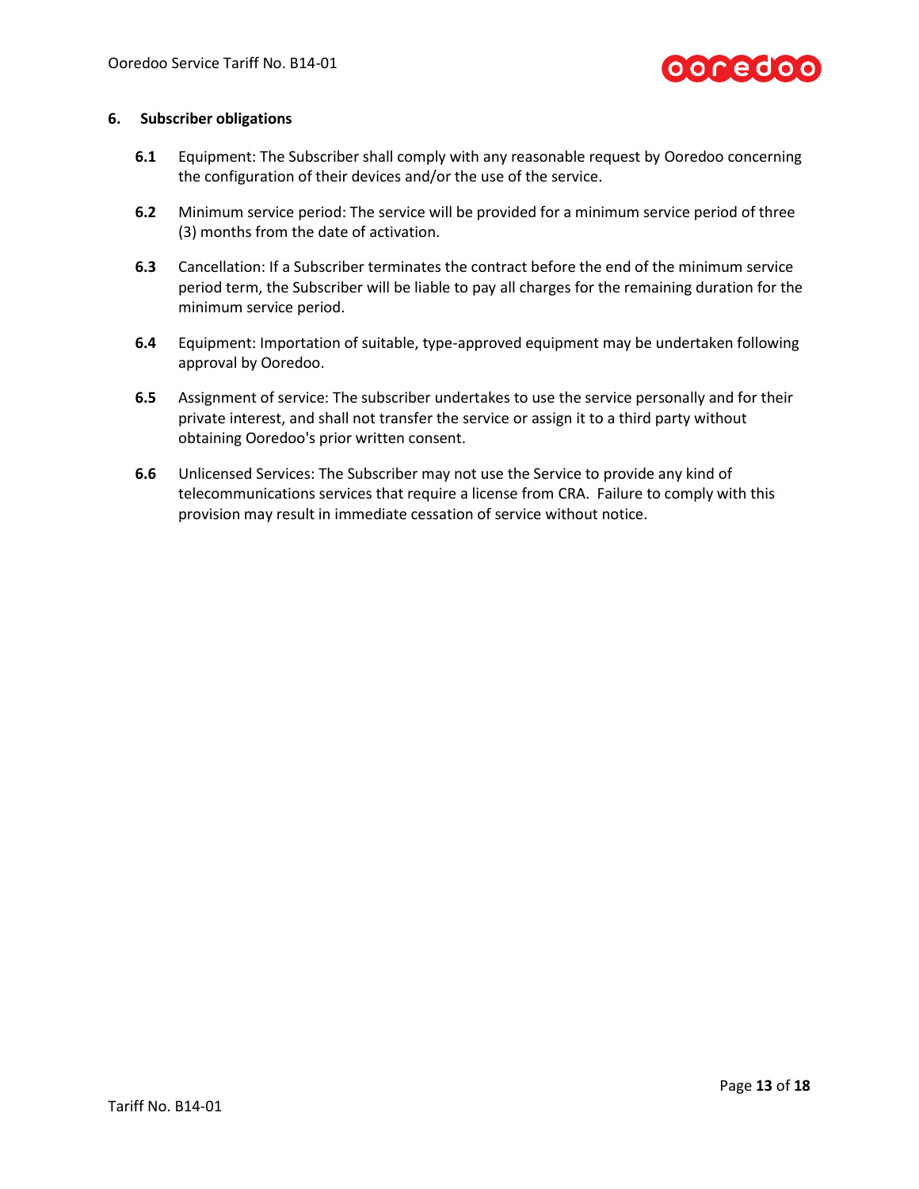## 6. Subscriber obligations

**6.1** Equipment: The Subscriber shall comply with any reasonable request by Ooredoo concerning the configuration of their devices and/or the use of the service.

**6.2** Minimum service period: The service will be provided for a minimum service period of three (3) months from the date of activation.

**6.3** Cancellation: If a Subscriber terminates the contract before the end of the minimum service period term, the Subscriber will be liable to pay all charges for the remaining duration for the minimum service period.

**6.4** Equipment: Importation of suitable, type-approved equipment may be undertaken following approval by Ooredoo.

**6.5** Assignment of service: The subscriber undertakes to use the service personally and for their private interest, and shall not transfer the service or assign it to a third party without obtaining Ooredoo's prior written consent.

**6.6** Unlicensed Services: The Subscriber may not use the Service to provide any kind of telecommunications services that require a license from CRA. Failure to comply with this provision may result in immediate cessation of service without notice.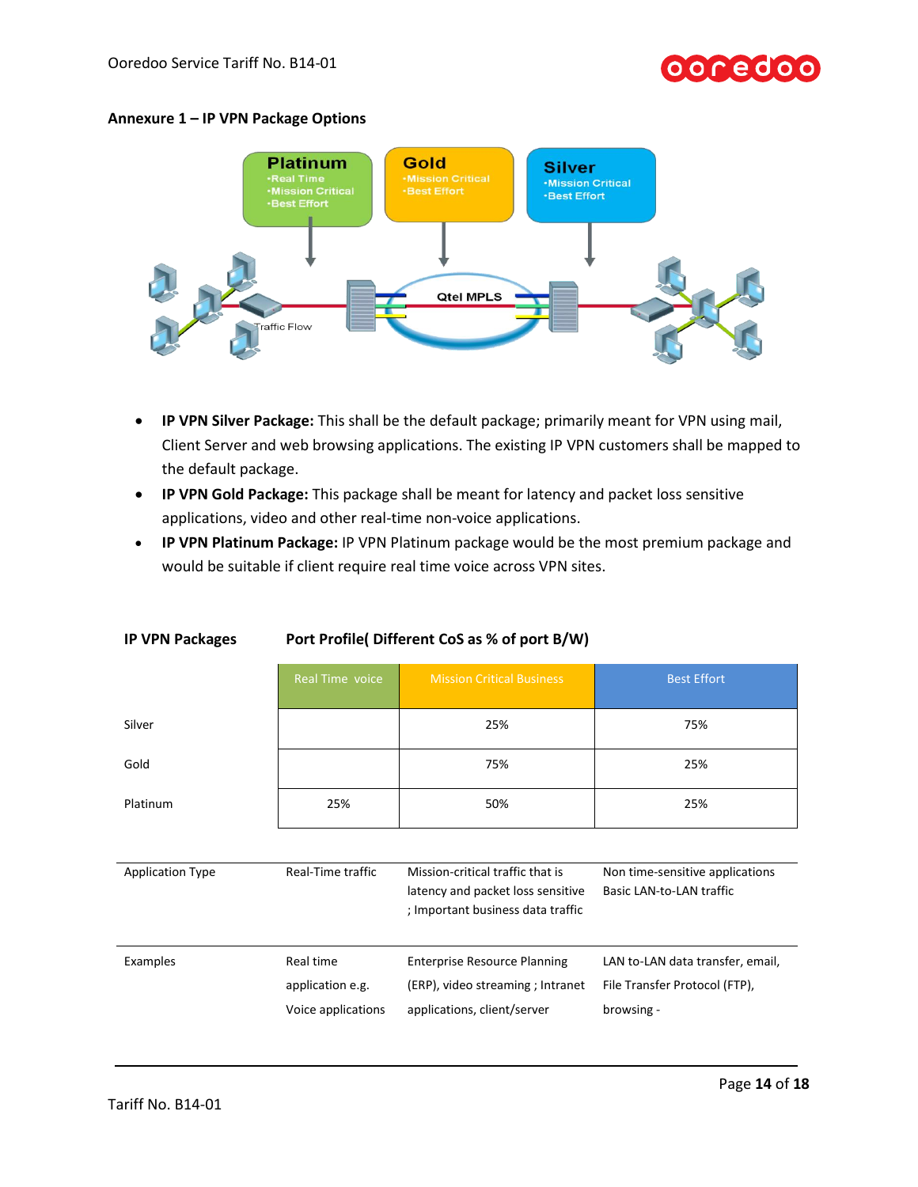## Annexure 1 – IP VPN Package Options

- **IP VPN Silver Package:** This shall be the default package; primarily meant for VPN using mail, Client Server and web browsing applications. The existing IP VPN customers shall be mapped to the default package.
- **IP VPN Gold Package:** This package shall be meant for latency and packet loss sensitive applications, video and other real-time non-voice applications.
- **IP VPN Platinum Package:** IP VPN Platinum package would be the most premium package and would be suitable if client require real time voice across VPN sites.

| IP VPN Packages | Port Profile( Different CoS as % of port B/W) | | |
|---|---|---|---|
| | Real Time voice | Mission Critical Business | Best Effort |
| Silver | | 25% | 75% |
| Gold | | 75% | 25% |
| Platinum | 25% | 50% | 25% |
| Application Type | Real-Time traffic | Mission-critical traffic that is latency and packet loss sensitive ; Important business data traffic | Non time-sensitive applications Basic LAN-to-LAN traffic |
| Examples | Real time application e.g. Voice applications | Enterprise Resource Planning (ERP), video streaming ; Intranet applications, client/server | LAN to-LAN data transfer, email, File Transfer Protocol (FTP), browsing - |

Tariff No. B14-01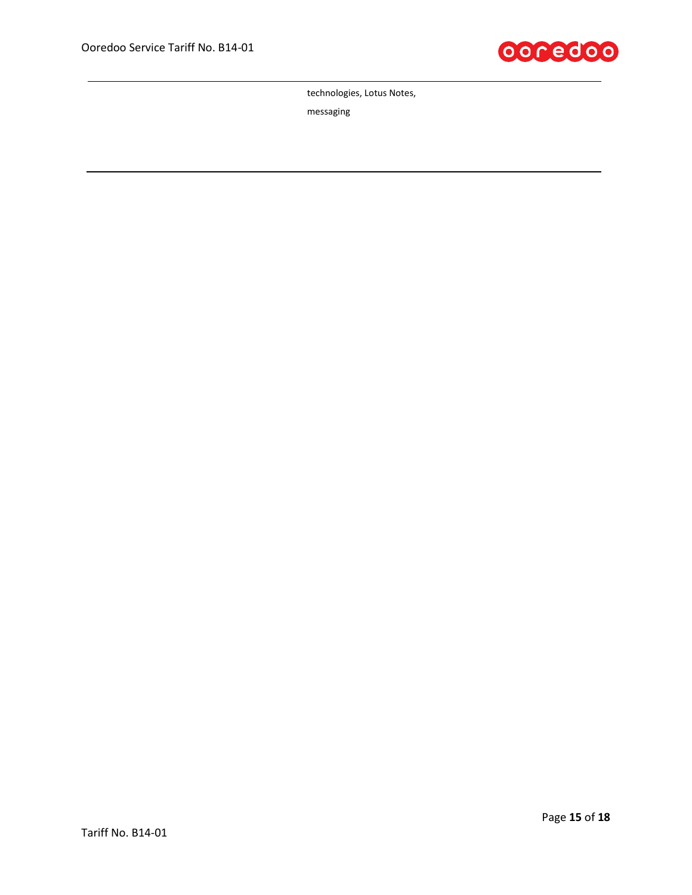technologies, Lotus Notes,

messaging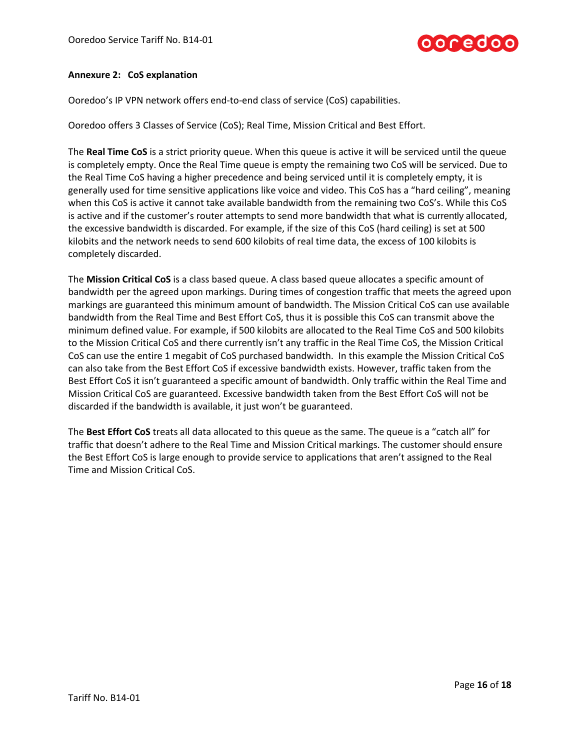**Annexure 2: CoS explanation**

Ooredoo's IP VPN network offers end-to-end class of service (CoS) capabilities.

Ooredoo offers 3 Classes of Service (CoS); Real Time, Mission Critical and Best Effort.

The **Real Time CoS** is a strict priority queue. When this queue is active it will be serviced until the queue is completely empty. Once the Real Time queue is empty the remaining two CoS will be serviced. Due to the Real Time CoS having a higher precedence and being serviced until it is completely empty, it is generally used for time sensitive applications like voice and video. This CoS has a "hard ceiling", meaning when this CoS is active it cannot take available bandwidth from the remaining two CoS's. While this CoS is active and if the customer's router attempts to send more bandwidth that what is currently allocated, the excessive bandwidth is discarded. For example, if the size of this CoS (hard ceiling) is set at 500 kilobits and the network needs to send 600 kilobits of real time data, the excess of 100 kilobits is completely discarded.

The **Mission Critical CoS** is a class based queue. A class based queue allocates a specific amount of bandwidth per the agreed upon markings. During times of congestion traffic that meets the agreed upon markings are guaranteed this minimum amount of bandwidth. The Mission Critical CoS can use available bandwidth from the Real Time and Best Effort CoS, thus it is possible this CoS can transmit above the minimum defined value. For example, if 500 kilobits are allocated to the Real Time CoS and 500 kilobits to the Mission Critical CoS and there currently isn't any traffic in the Real Time CoS, the Mission Critical CoS can use the entire 1 megabit of CoS purchased bandwidth. In this example the Mission Critical CoS can also take from the Best Effort CoS if excessive bandwidth exists. However, traffic taken from the Best Effort CoS it isn't guaranteed a specific amount of bandwidth. Only traffic within the Real Time and Mission Critical CoS are guaranteed. Excessive bandwidth taken from the Best Effort CoS will not be discarded if the bandwidth is available, it just won't be guaranteed.

The **Best Effort CoS** treats all data allocated to this queue as the same. The queue is a "catch all" for traffic that doesn't adhere to the Real Time and Mission Critical markings. The customer should ensure the Best Effort CoS is large enough to provide service to applications that aren't assigned to the Real Time and Mission Critical CoS.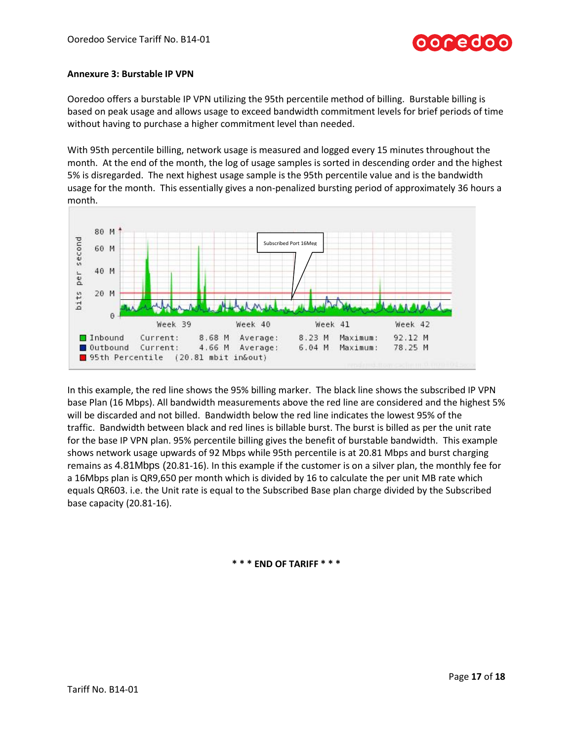**Annexure 3: Burstable IP VPN**

Ooredoo offers a burstable IP VPN utilizing the 95th percentile method of billing. Burstable billing is based on peak usage and allows usage to exceed bandwidth commitment levels for brief periods of time without having to purchase a higher commitment level than needed.

With 95th percentile billing, network usage is measured and logged every 15 minutes throughout the month. At the end of the month, the log of usage samples is sorted in descending order and the highest 5% is disregarded. The next highest usage sample is the 95th percentile value and is the bandwidth usage for the month. This essentially gives a non-penalized bursting period of approximately 36 hours a month.

In this example, the red line shows the 95% billing marker. The black line shows the subscribed IP VPN base Plan (16 Mbps). All bandwidth measurements above the red line are considered and the highest 5% will be discarded and not billed. Bandwidth below the red line indicates the lowest 95% of the traffic. Bandwidth between black and red lines is billable burst. The burst is billed as per the unit rate for the base IP VPN plan. 95% percentile billing gives the benefit of burstable bandwidth. This example shows network usage upwards of 92 Mbps while 95th percentile is at 20.81 Mbps and burst charging remains as 4.81Mbps (20.81-16). In this example if the customer is on a silver plan, the monthly fee for a 16Mbps plan is QR9,650 per month which is divided by 16 to calculate the per unit MB rate which equals QR603. i.e. the Unit rate is equal to the Subscribed Base plan charge divided by the Subscribed base capacity (20.81-16).

**\* \* \* END OF TARIFF \* \* \***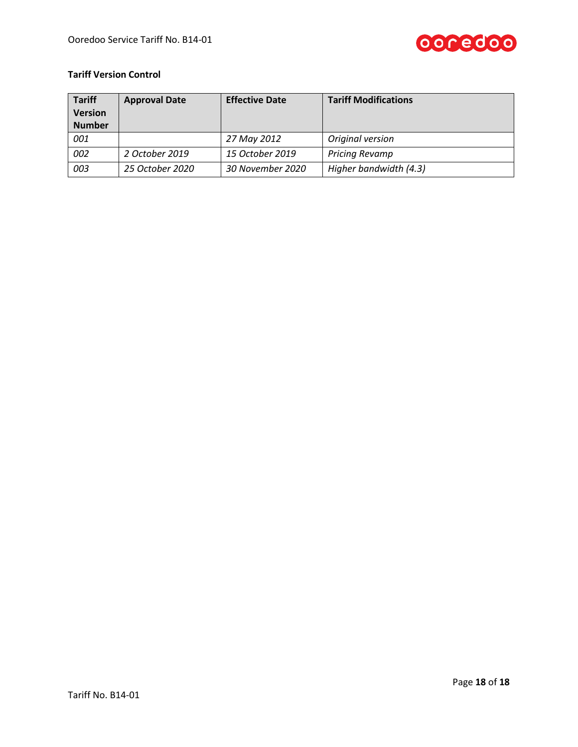**Tariff Version Control**

| Tariff Version Number | Approval Date | Effective Date | Tariff Modifications |
|---|---|---|---|
| *001* | | *27 May 2012* | *Original version* |
| *002* | *2 October 2019* | *15 October 2019* | *Pricing Revamp* |
| *003* | *25 October 2020* | *30 November 2020* | *Higher bandwidth (4.3)* |